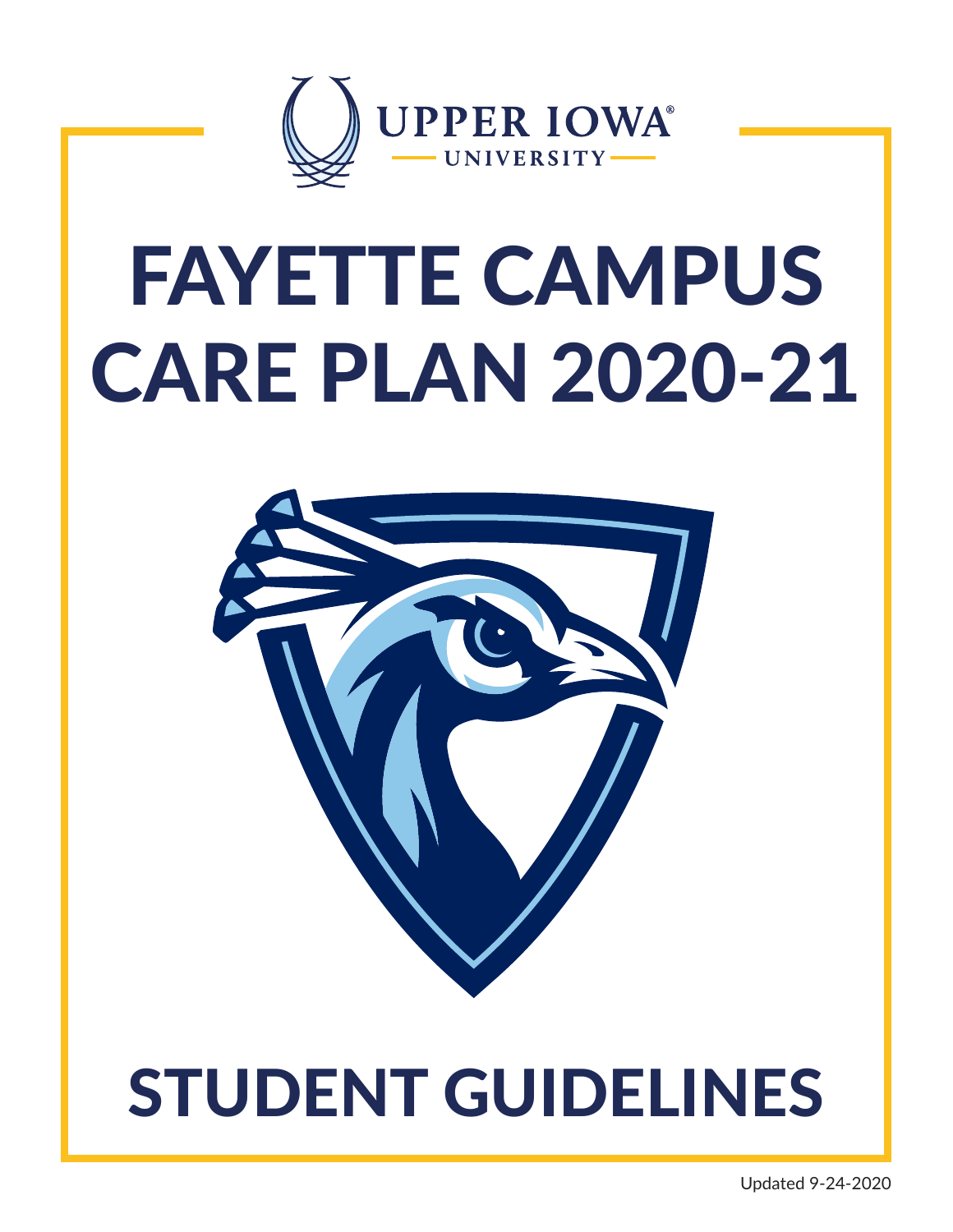UPPER IOWA® UNIVERSITY

# FAYETTE CAMPUS CARE PLAN 2020-21

# STUDENT GUIDELINES

Updated 9-24-2020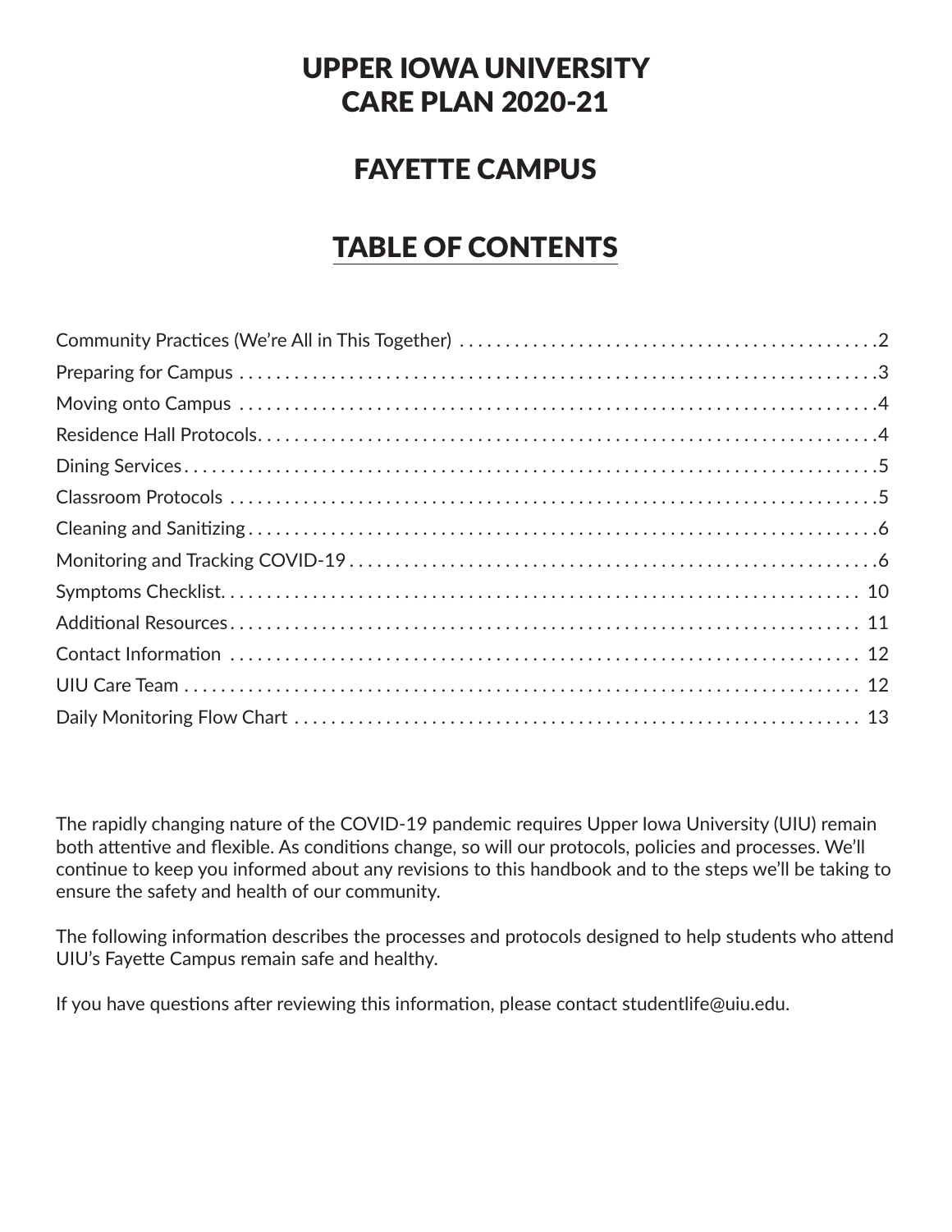# UPPER IOWA UNIVERSITY CARE PLAN 2020-21

## FAYETTE CAMPUS

## TABLE OF CONTENTS

| Section | Page |
|---|---|
| Community Practices (We're All in This Together) | 2 |
| Preparing for Campus | 3 |
| Moving onto Campus | 4 |
| Residence Hall Protocols | 4 |
| Dining Services | 5 |
| Classroom Protocols | 5 |
| Cleaning and Sanitizing | 6 |
| Monitoring and Tracking COVID-19 | 6 |
| Symptoms Checklist | 10 |
| Additional Resources | 11 |
| Contact Information | 12 |
| UIU Care Team | 12 |
| Daily Monitoring Flow Chart | 13 |

The rapidly changing nature of the COVID-19 pandemic requires Upper Iowa University (UIU) remain both attentive and flexible. As conditions change, so will our protocols, policies and processes. We'll continue to keep you informed about any revisions to this handbook and to the steps we'll be taking to ensure the safety and health of our community.

The following information describes the processes and protocols designed to help students who attend UIU's Fayette Campus remain safe and healthy.

If you have questions after reviewing this information, please contact studentlife@uiu.edu.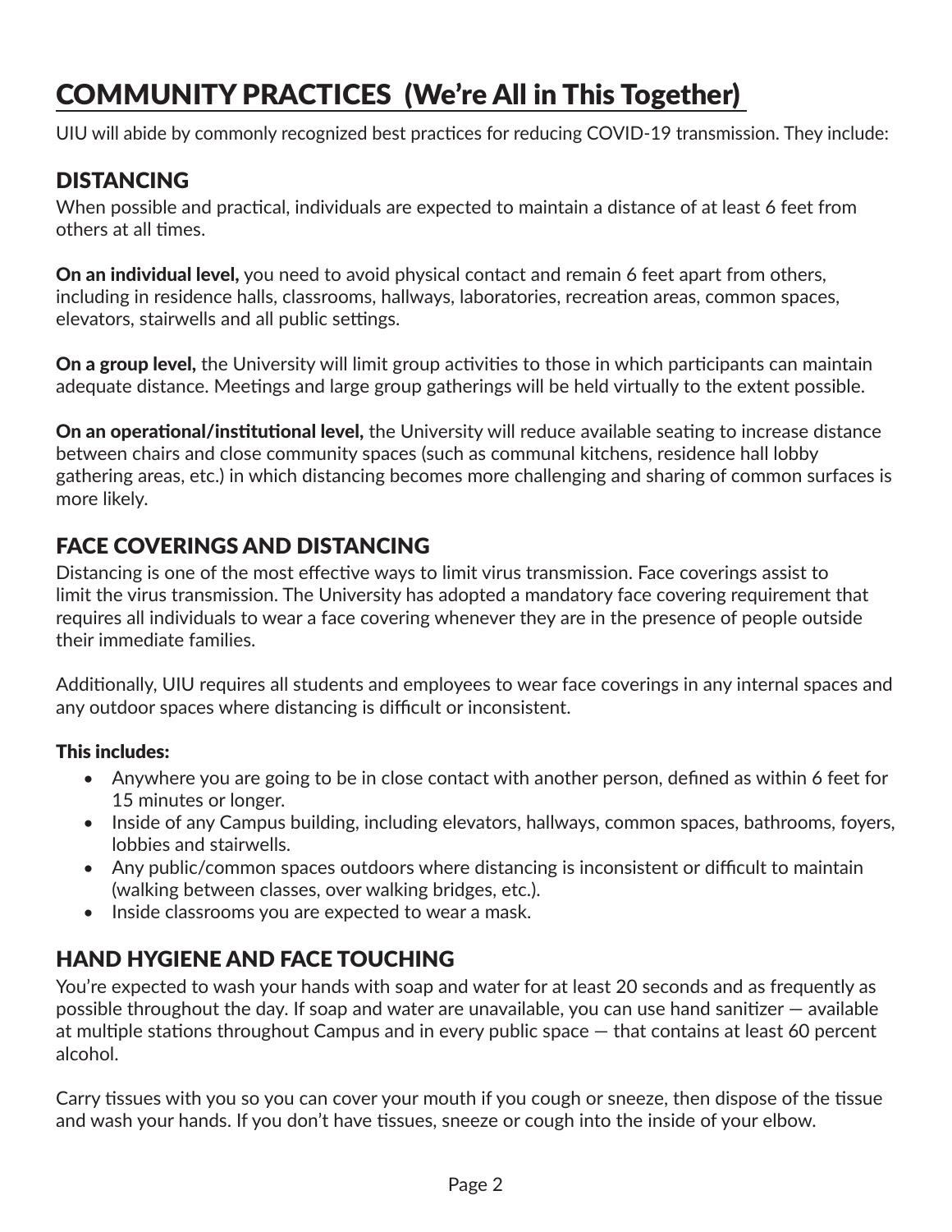# COMMUNITY PRACTICES (We're All in This Together)

UIU will abide by commonly recognized best practices for reducing COVID-19 transmission. They include:

## DISTANCING

When possible and practical, individuals are expected to maintain a distance of at least 6 feet from others at all times.

**On an individual level,** you need to avoid physical contact and remain 6 feet apart from others, including in residence halls, classrooms, hallways, laboratories, recreation areas, common spaces, elevators, stairwells and all public settings.

**On a group level,** the University will limit group activities to those in which participants can maintain adequate distance. Meetings and large group gatherings will be held virtually to the extent possible.

**On an operational/institutional level,** the University will reduce available seating to increase distance between chairs and close community spaces (such as communal kitchens, residence hall lobby gathering areas, etc.) in which distancing becomes more challenging and sharing of common surfaces is more likely.

## FACE COVERINGS AND DISTANCING

Distancing is one of the most effective ways to limit virus transmission. Face coverings assist to limit the virus transmission. The University has adopted a mandatory face covering requirement that requires all individuals to wear a face covering whenever they are in the presence of people outside their immediate families.

Additionally, UIU requires all students and employees to wear face coverings in any internal spaces and any outdoor spaces where distancing is difficult or inconsistent.

**This includes:**

- Anywhere you are going to be in close contact with another person, defined as within 6 feet for 15 minutes or longer.
- Inside of any Campus building, including elevators, hallways, common spaces, bathrooms, foyers, lobbies and stairwells.
- Any public/common spaces outdoors where distancing is inconsistent or difficult to maintain (walking between classes, over walking bridges, etc.).
- Inside classrooms you are expected to wear a mask.

## HAND HYGIENE AND FACE TOUCHING

You're expected to wash your hands with soap and water for at least 20 seconds and as frequently as possible throughout the day. If soap and water are unavailable, you can use hand sanitizer — available at multiple stations throughout Campus and in every public space — that contains at least 60 percent alcohol.

Carry tissues with you so you can cover your mouth if you cough or sneeze, then dispose of the tissue and wash your hands. If you don't have tissues, sneeze or cough into the inside of your elbow.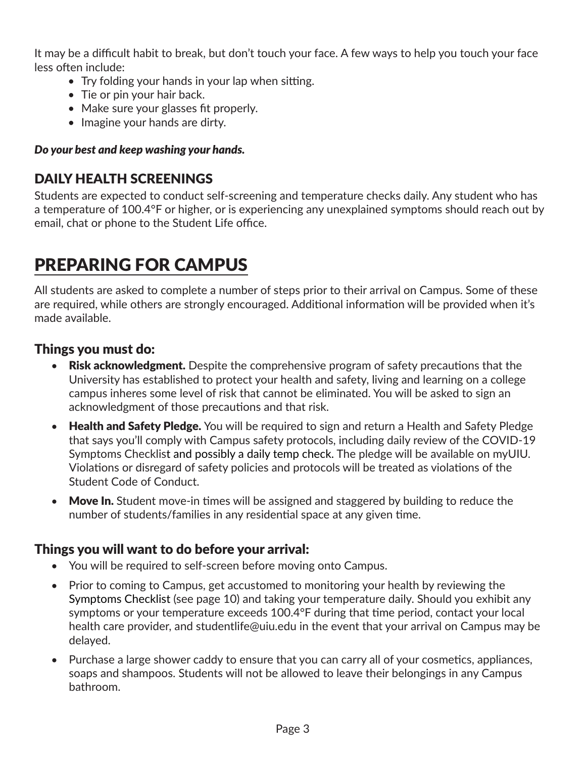It may be a difficult habit to break, but don't touch your face. A few ways to help you touch your face less often include:

- Try folding your hands in your lap when sitting.
- Tie or pin your hair back.
- Make sure your glasses fit properly.
- Imagine your hands are dirty.

***Do your best and keep washing your hands.***

## DAILY HEALTH SCREENINGS

Students are expected to conduct self-screening and temperature checks daily. Any student who has a temperature of 100.4°F or higher, or is experiencing any unexplained symptoms should reach out by email, chat or phone to the Student Life office.

# PREPARING FOR CAMPUS

All students are asked to complete a number of steps prior to their arrival on Campus. Some of these are required, while others are strongly encouraged. Additional information will be provided when it's made available.

### Things you must do:

- **Risk acknowledgment.** Despite the comprehensive program of safety precautions that the University has established to protect your health and safety, living and learning on a college campus inheres some level of risk that cannot be eliminated. You will be asked to sign an acknowledgment of those precautions and that risk.
- **Health and Safety Pledge.** You will be required to sign and return a Health and Safety Pledge that says you'll comply with Campus safety protocols, including daily review of the COVID-19 Symptoms Checklist and possibly a daily temp check. The pledge will be available on myUIU. Violations or disregard of safety policies and protocols will be treated as violations of the Student Code of Conduct.
- **Move In.** Student move-in times will be assigned and staggered by building to reduce the number of students/families in any residential space at any given time.

### Things you will want to do before your arrival:

- You will be required to self-screen before moving onto Campus.
- Prior to coming to Campus, get accustomed to monitoring your health by reviewing the Symptoms Checklist (see page 10) and taking your temperature daily. Should you exhibit any symptoms or your temperature exceeds 100.4°F during that time period, contact your local health care provider, and studentlife@uiu.edu in the event that your arrival on Campus may be delayed.
- Purchase a large shower caddy to ensure that you can carry all of your cosmetics, appliances, soaps and shampoos. Students will not be allowed to leave their belongings in any Campus bathroom.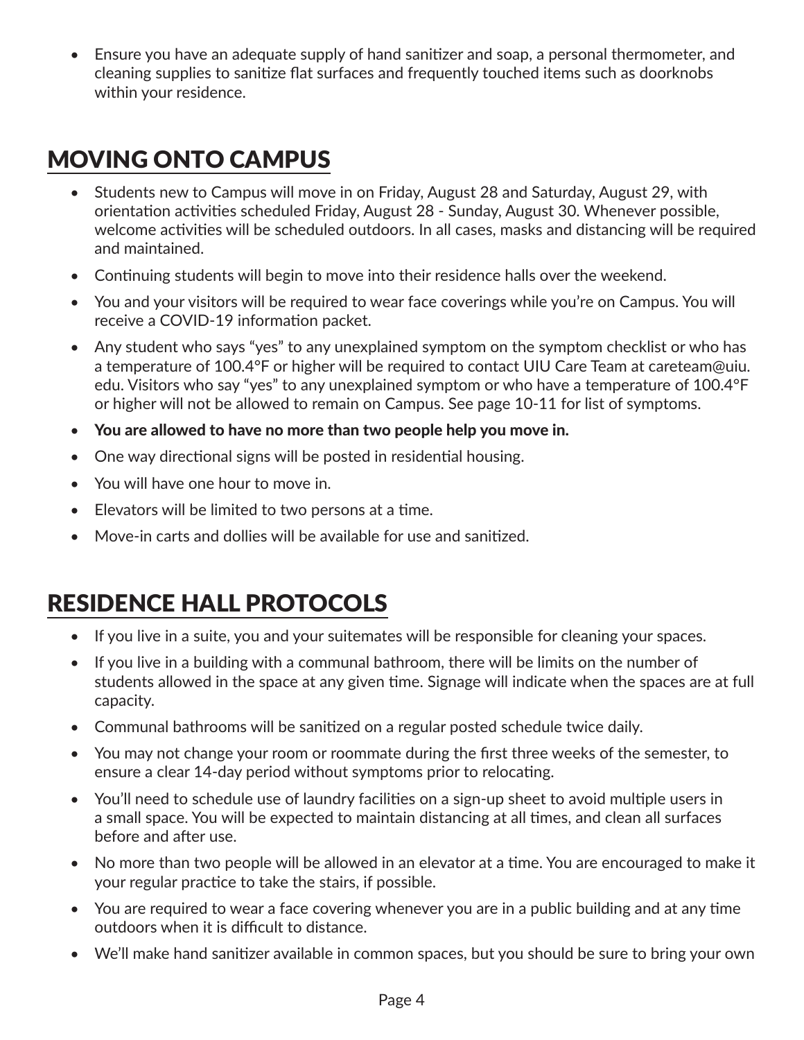- Ensure you have an adequate supply of hand sanitizer and soap, a personal thermometer, and cleaning supplies to sanitize flat surfaces and frequently touched items such as doorknobs within your residence.

## MOVING ONTO CAMPUS

- Students new to Campus will move in on Friday, August 28 and Saturday, August 29, with orientation activities scheduled Friday, August 28 - Sunday, August 30. Whenever possible, welcome activities will be scheduled outdoors. In all cases, masks and distancing will be required and maintained.
- Continuing students will begin to move into their residence halls over the weekend.
- You and your visitors will be required to wear face coverings while you're on Campus. You will receive a COVID-19 information packet.
- Any student who says "yes" to any unexplained symptom on the symptom checklist or who has a temperature of 100.4°F or higher will be required to contact UIU Care Team at careteam@uiu.edu. Visitors who say "yes" to any unexplained symptom or who have a temperature of 100.4°F or higher will not be allowed to remain on Campus. See page 10-11 for list of symptoms.
- **You are allowed to have no more than two people help you move in.**
- One way directional signs will be posted in residential housing.
- You will have one hour to move in.
- Elevators will be limited to two persons at a time.
- Move-in carts and dollies will be available for use and sanitized.

## RESIDENCE HALL PROTOCOLS

- If you live in a suite, you and your suitemates will be responsible for cleaning your spaces.
- If you live in a building with a communal bathroom, there will be limits on the number of students allowed in the space at any given time. Signage will indicate when the spaces are at full capacity.
- Communal bathrooms will be sanitized on a regular posted schedule twice daily.
- You may not change your room or roommate during the first three weeks of the semester, to ensure a clear 14-day period without symptoms prior to relocating.
- You'll need to schedule use of laundry facilities on a sign-up sheet to avoid multiple users in a small space. You will be expected to maintain distancing at all times, and clean all surfaces before and after use.
- No more than two people will be allowed in an elevator at a time. You are encouraged to make it your regular practice to take the stairs, if possible.
- You are required to wear a face covering whenever you are in a public building and at any time outdoors when it is difficult to distance.
- We'll make hand sanitizer available in common spaces, but you should be sure to bring your own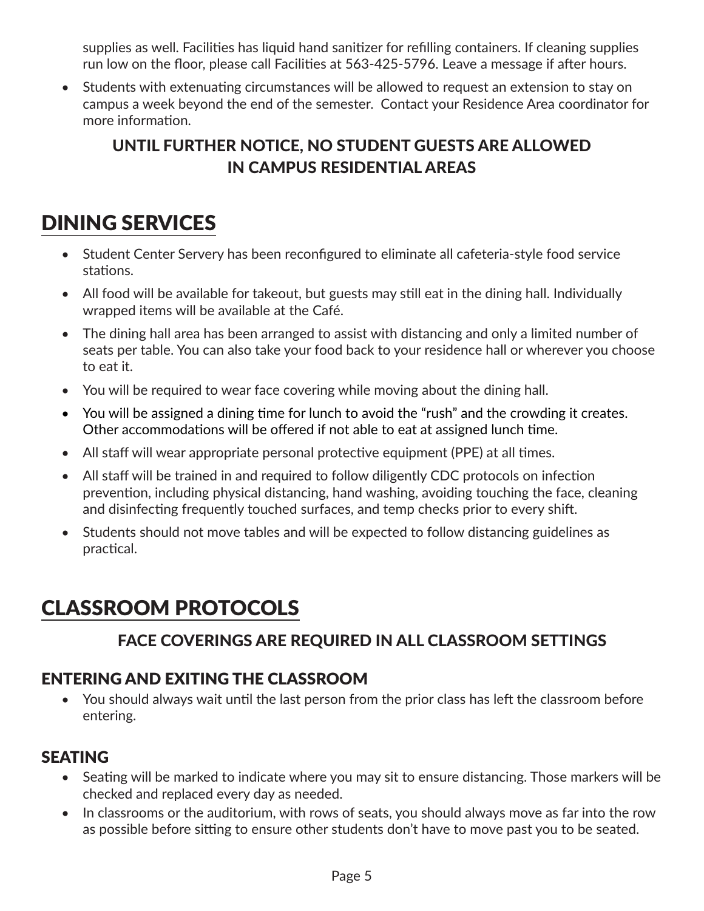supplies as well. Facilities has liquid hand sanitizer for refilling containers. If cleaning supplies run low on the floor, please call Facilities at 563-425-5796. Leave a message if after hours.

- Students with extenuating circumstances will be allowed to request an extension to stay on campus a week beyond the end of the semester. Contact your Residence Area coordinator for more information.

**UNTIL FURTHER NOTICE, NO STUDENT GUESTS ARE ALLOWED IN CAMPUS RESIDENTIAL AREAS**

## DINING SERVICES

- Student Center Servery has been reconfigured to eliminate all cafeteria-style food service stations.
- All food will be available for takeout, but guests may still eat in the dining hall. Individually wrapped items will be available at the Café.
- The dining hall area has been arranged to assist with distancing and only a limited number of seats per table. You can also take your food back to your residence hall or wherever you choose to eat it.
- You will be required to wear face covering while moving about the dining hall.
- You will be assigned a dining time for lunch to avoid the "rush" and the crowding it creates. Other accommodations will be offered if not able to eat at assigned lunch time.
- All staff will wear appropriate personal protective equipment (PPE) at all times.
- All staff will be trained in and required to follow diligently CDC protocols on infection prevention, including physical distancing, hand washing, avoiding touching the face, cleaning and disinfecting frequently touched surfaces, and temp checks prior to every shift.
- Students should not move tables and will be expected to follow distancing guidelines as practical.

## CLASSROOM PROTOCOLS

**FACE COVERINGS ARE REQUIRED IN ALL CLASSROOM SETTINGS**

### ENTERING AND EXITING THE CLASSROOM

- You should always wait until the last person from the prior class has left the classroom before entering.

### SEATING

- Seating will be marked to indicate where you may sit to ensure distancing. Those markers will be checked and replaced every day as needed.
- In classrooms or the auditorium, with rows of seats, you should always move as far into the row as possible before sitting to ensure other students don't have to move past you to be seated.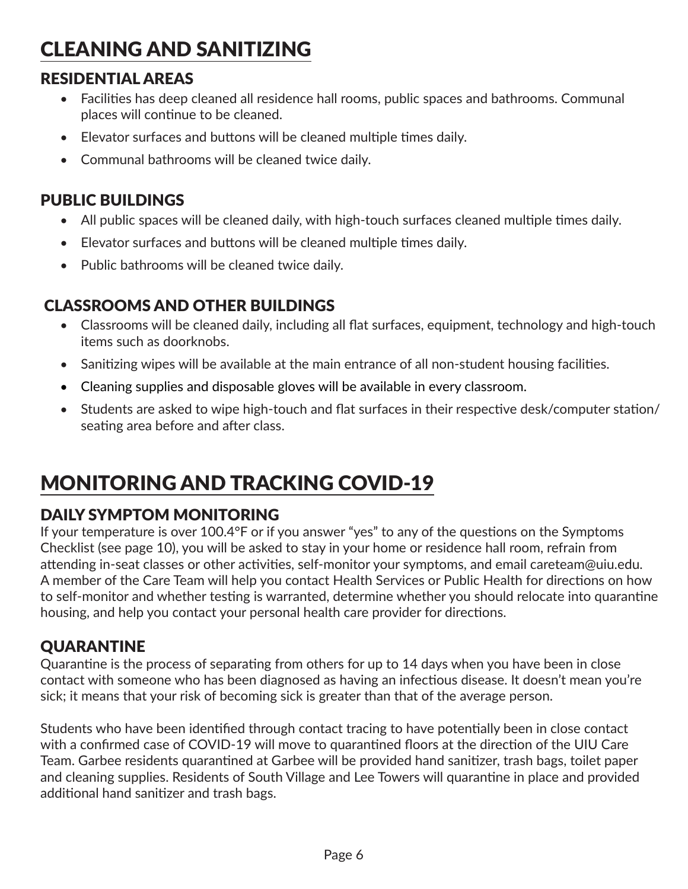# CLEANING AND SANITIZING

## RESIDENTIAL AREAS

- Facilities has deep cleaned all residence hall rooms, public spaces and bathrooms. Communal places will continue to be cleaned.
- Elevator surfaces and buttons will be cleaned multiple times daily.
- Communal bathrooms will be cleaned twice daily.

## PUBLIC BUILDINGS

- All public spaces will be cleaned daily, with high-touch surfaces cleaned multiple times daily.
- Elevator surfaces and buttons will be cleaned multiple times daily.
- Public bathrooms will be cleaned twice daily.

## CLASSROOMS AND OTHER BUILDINGS

- Classrooms will be cleaned daily, including all flat surfaces, equipment, technology and high-touch items such as doorknobs.
- Sanitizing wipes will be available at the main entrance of all non-student housing facilities.
- Cleaning supplies and disposable gloves will be available in every classroom.
- Students are asked to wipe high-touch and flat surfaces in their respective desk/computer station/seating area before and after class.

# MONITORING AND TRACKING COVID-19

## DAILY SYMPTOM MONITORING

If your temperature is over 100.4°F or if you answer "yes" to any of the questions on the Symptoms Checklist (see page 10), you will be asked to stay in your home or residence hall room, refrain from attending in-seat classes or other activities, self-monitor your symptoms, and email careteam@uiu.edu. A member of the Care Team will help you contact Health Services or Public Health for directions on how to self-monitor and whether testing is warranted, determine whether you should relocate into quarantine housing, and help you contact your personal health care provider for directions.

## QUARANTINE

Quarantine is the process of separating from others for up to 14 days when you have been in close contact with someone who has been diagnosed as having an infectious disease. It doesn't mean you're sick; it means that your risk of becoming sick is greater than that of the average person.

Students who have been identified through contact tracing to have potentially been in close contact with a confirmed case of COVID-19 will move to quarantined floors at the direction of the UIU Care Team. Garbee residents quarantined at Garbee will be provided hand sanitizer, trash bags, toilet paper and cleaning supplies. Residents of South Village and Lee Towers will quarantine in place and provided additional hand sanitizer and trash bags.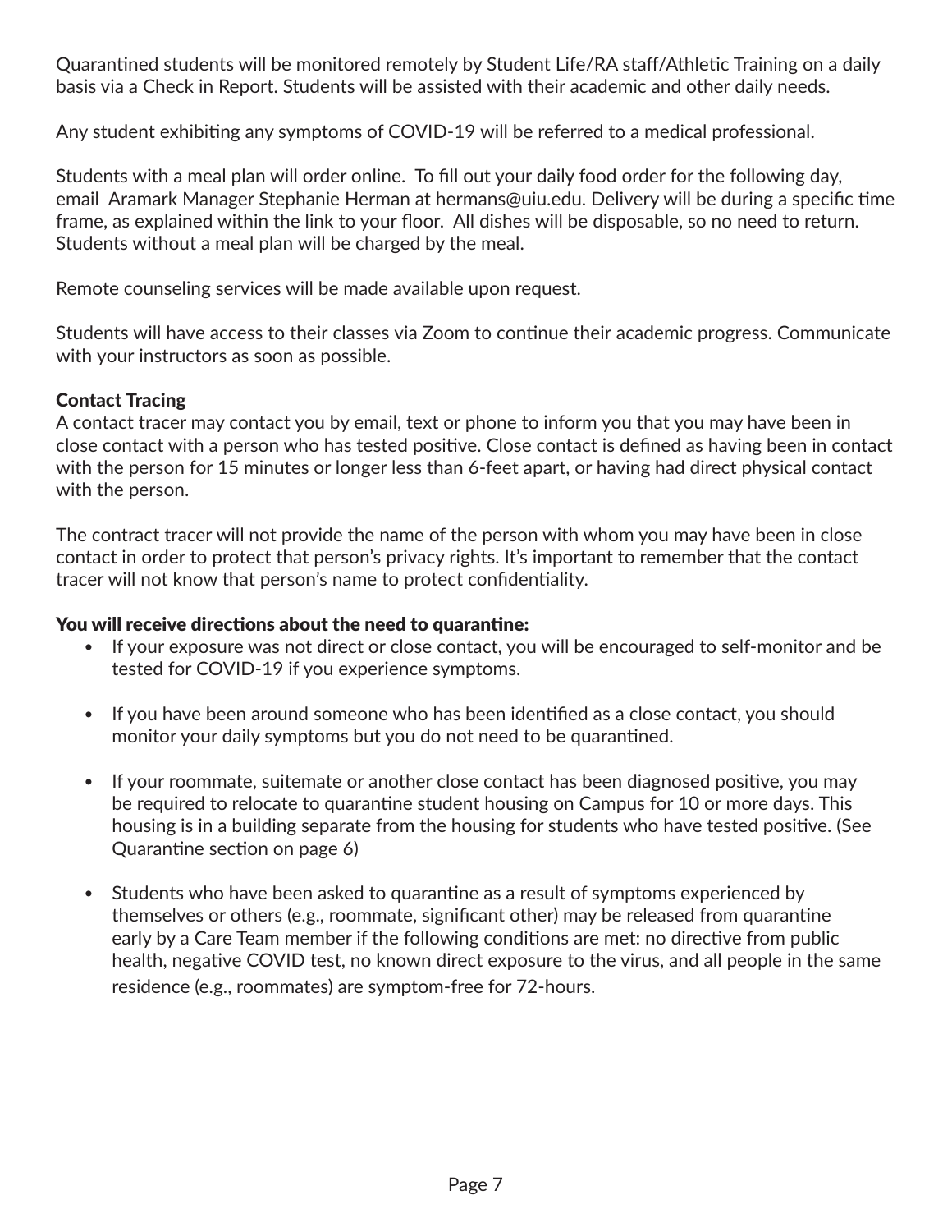Quarantined students will be monitored remotely by Student Life/RA staff/Athletic Training on a daily basis via a Check in Report. Students will be assisted with their academic and other daily needs.

Any student exhibiting any symptoms of COVID-19 will be referred to a medical professional.

Students with a meal plan will order online. To fill out your daily food order for the following day, email Aramark Manager Stephanie Herman at hermans@uiu.edu. Delivery will be during a specific time frame, as explained within the link to your floor. All dishes will be disposable, so no need to return. Students without a meal plan will be charged by the meal.

Remote counseling services will be made available upon request.

Students will have access to their classes via Zoom to continue their academic progress. Communicate with your instructors as soon as possible.

### Contact Tracing

A contact tracer may contact you by email, text or phone to inform you that you may have been in close contact with a person who has tested positive. Close contact is defined as having been in contact with the person for 15 minutes or longer less than 6-feet apart, or having had direct physical contact with the person.

The contract tracer will not provide the name of the person with whom you may have been in close contact in order to protect that person's privacy rights. It's important to remember that the contact tracer will not know that person's name to protect confidentiality.

### You will receive directions about the need to quarantine:

- If your exposure was not direct or close contact, you will be encouraged to self-monitor and be tested for COVID-19 if you experience symptoms.
- If you have been around someone who has been identified as a close contact, you should monitor your daily symptoms but you do not need to be quarantined.
- If your roommate, suitemate or another close contact has been diagnosed positive, you may be required to relocate to quarantine student housing on Campus for 10 or more days. This housing is in a building separate from the housing for students who have tested positive. (See Quarantine section on page 6)
- Students who have been asked to quarantine as a result of symptoms experienced by themselves or others (e.g., roommate, significant other) may be released from quarantine early by a Care Team member if the following conditions are met: no directive from public health, negative COVID test, no known direct exposure to the virus, and all people in the same residence (e.g., roommates) are symptom-free for 72-hours.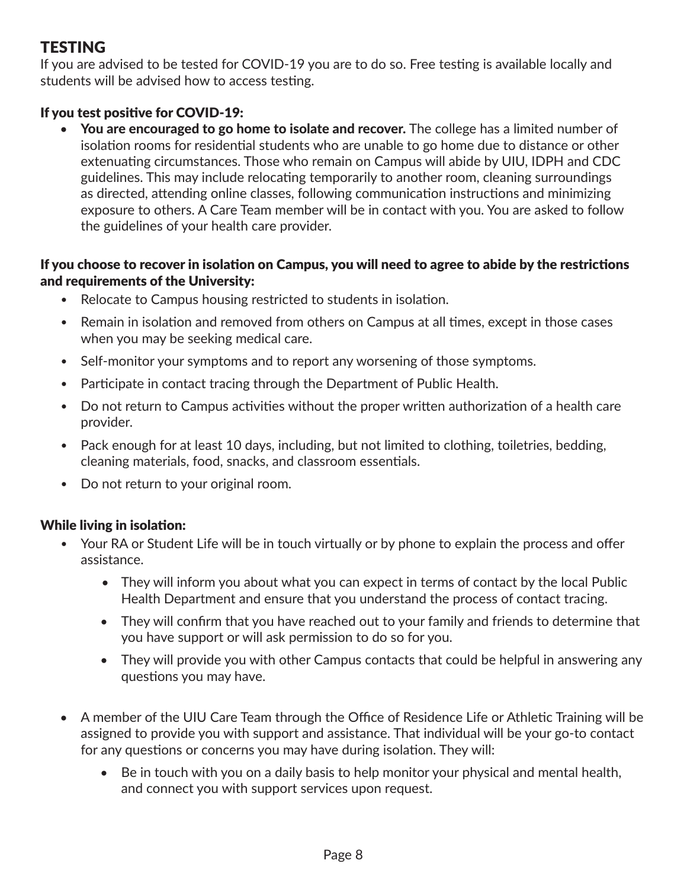## TESTING

If you are advised to be tested for COVID-19 you are to do so. Free testing is available locally and students will be advised how to access testing.

### If you test positive for COVID-19:

- **You are encouraged to go home to isolate and recover.** The college has a limited number of isolation rooms for residential students who are unable to go home due to distance or other extenuating circumstances. Those who remain on Campus will abide by UIU, IDPH and CDC guidelines. This may include relocating temporarily to another room, cleaning surroundings as directed, attending online classes, following communication instructions and minimizing exposure to others. A Care Team member will be in contact with you. You are asked to follow the guidelines of your health care provider.

### If you choose to recover in isolation on Campus, you will need to agree to abide by the restrictions and requirements of the University:

- Relocate to Campus housing restricted to students in isolation.
- Remain in isolation and removed from others on Campus at all times, except in those cases when you may be seeking medical care.
- Self-monitor your symptoms and to report any worsening of those symptoms.
- Participate in contact tracing through the Department of Public Health.
- Do not return to Campus activities without the proper written authorization of a health care provider.
- Pack enough for at least 10 days, including, but not limited to clothing, toiletries, bedding, cleaning materials, food, snacks, and classroom essentials.
- Do not return to your original room.

### While living in isolation:

- Your RA or Student Life will be in touch virtually or by phone to explain the process and offer assistance.
    - They will inform you about what you can expect in terms of contact by the local Public Health Department and ensure that you understand the process of contact tracing.
    - They will confirm that you have reached out to your family and friends to determine that you have support or will ask permission to do so for you.
    - They will provide you with other Campus contacts that could be helpful in answering any questions you may have.
- A member of the UIU Care Team through the Office of Residence Life or Athletic Training will be assigned to provide you with support and assistance. That individual will be your go-to contact for any questions or concerns you may have during isolation. They will:
    - Be in touch with you on a daily basis to help monitor your physical and mental health, and connect you with support services upon request.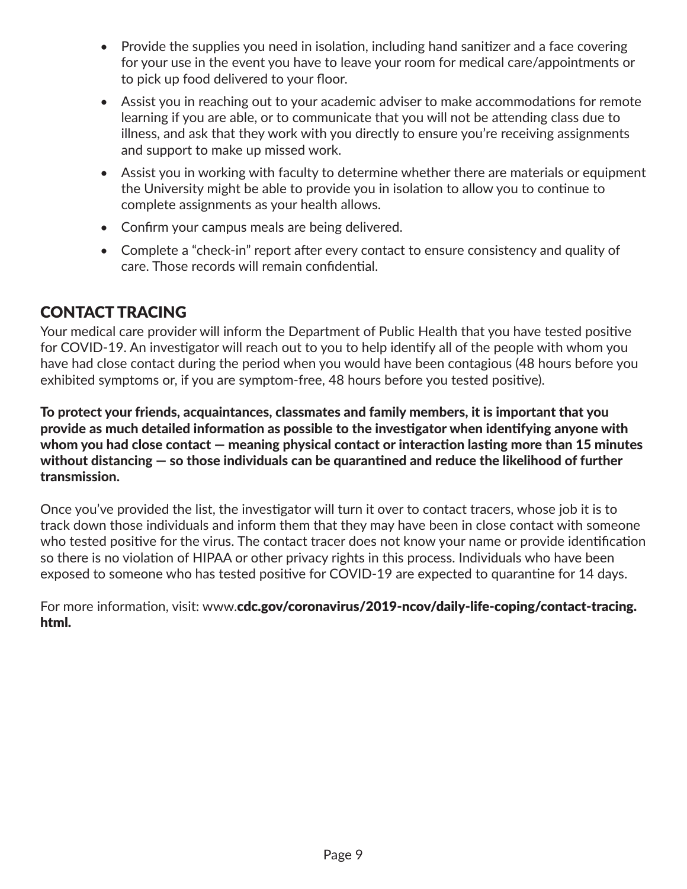- Provide the supplies you need in isolation, including hand sanitizer and a face covering for your use in the event you have to leave your room for medical care/appointments or to pick up food delivered to your floor.
- Assist you in reaching out to your academic adviser to make accommodations for remote learning if you are able, or to communicate that you will not be attending class due to illness, and ask that they work with you directly to ensure you're receiving assignments and support to make up missed work.
- Assist you in working with faculty to determine whether there are materials or equipment the University might be able to provide you in isolation to allow you to continue to complete assignments as your health allows.
- Confirm your campus meals are being delivered.
- Complete a "check-in" report after every contact to ensure consistency and quality of care. Those records will remain confidential.

## CONTACT TRACING

Your medical care provider will inform the Department of Public Health that you have tested positive for COVID-19. An investigator will reach out to you to help identify all of the people with whom you have had close contact during the period when you would have been contagious (48 hours before you exhibited symptoms or, if you are symptom-free, 48 hours before you tested positive).

**To protect your friends, acquaintances, classmates and family members, it is important that you provide as much detailed information as possible to the investigator when identifying anyone with whom you had close contact — meaning physical contact or interaction lasting more than 15 minutes without distancing — so those individuals can be quarantined and reduce the likelihood of further transmission.**

Once you've provided the list, the investigator will turn it over to contact tracers, whose job it is to track down those individuals and inform them that they may have been in close contact with someone who tested positive for the virus. The contact tracer does not know your name or provide identification so there is no violation of HIPAA or other privacy rights in this process. Individuals who have been exposed to someone who has tested positive for COVID-19 are expected to quarantine for 14 days.

For more information, visit: www.**cdc.gov/coronavirus/2019-ncov/daily-life-coping/contact-tracing.html.**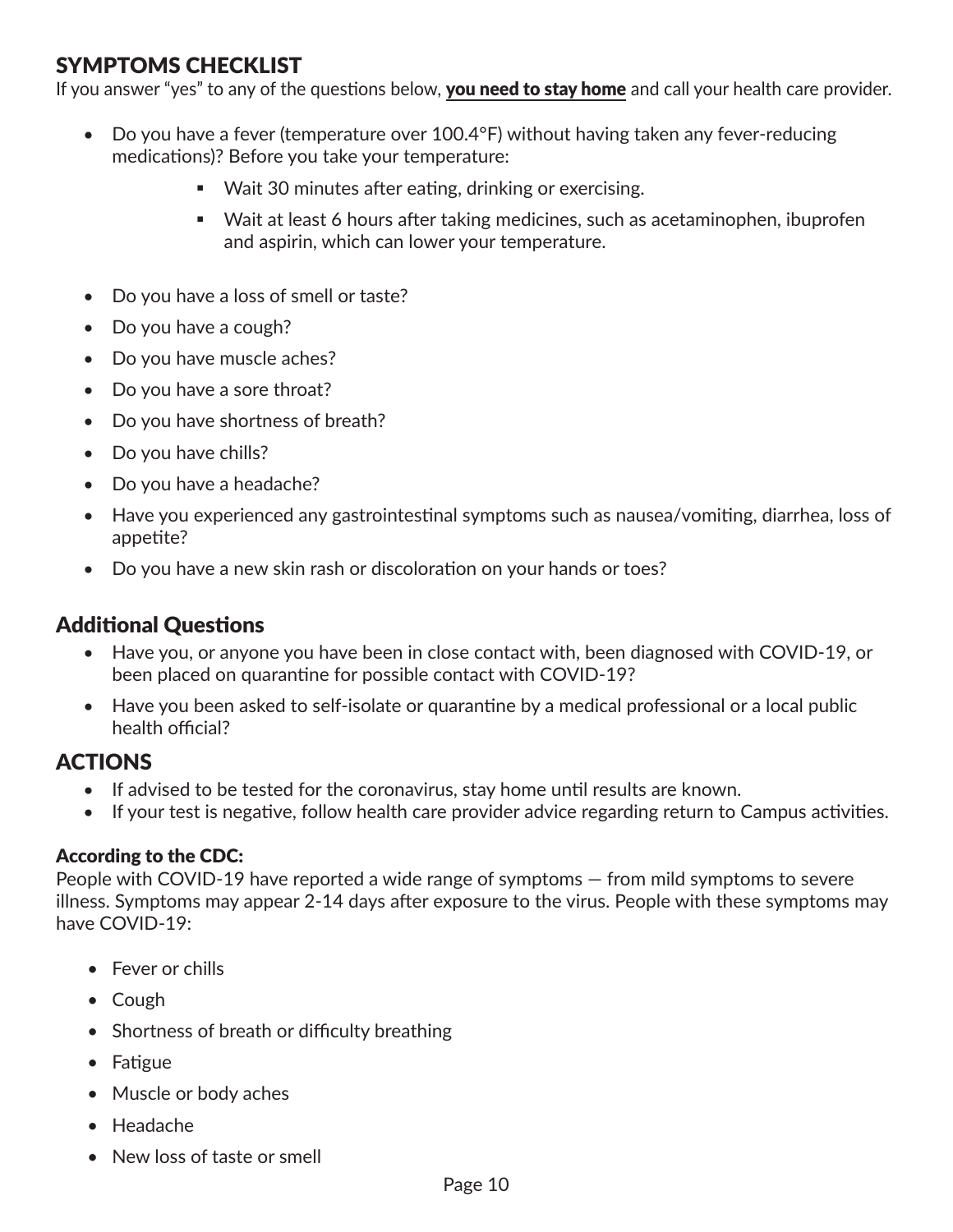## SYMPTOMS CHECKLIST

If you answer "yes" to any of the questions below, **you need to stay home** and call your health care provider.

- Do you have a fever (temperature over 100.4°F) without having taken any fever-reducing medications)? Before you take your temperature:
  - Wait 30 minutes after eating, drinking or exercising.
  - Wait at least 6 hours after taking medicines, such as acetaminophen, ibuprofen and aspirin, which can lower your temperature.
- Do you have a loss of smell or taste?
- Do you have a cough?
- Do you have muscle aches?
- Do you have a sore throat?
- Do you have shortness of breath?
- Do you have chills?
- Do you have a headache?
- Have you experienced any gastrointestinal symptoms such as nausea/vomiting, diarrhea, loss of appetite?
- Do you have a new skin rash or discoloration on your hands or toes?

## Additional Questions

- Have you, or anyone you have been in close contact with, been diagnosed with COVID-19, or been placed on quarantine for possible contact with COVID-19?
- Have you been asked to self-isolate or quarantine by a medical professional or a local public health official?

## ACTIONS

- If advised to be tested for the coronavirus, stay home until results are known.
- If your test is negative, follow health care provider advice regarding return to Campus activities.

### According to the CDC:

People with COVID-19 have reported a wide range of symptoms — from mild symptoms to severe illness. Symptoms may appear 2-14 days after exposure to the virus. People with these symptoms may have COVID-19:

- Fever or chills
- Cough
- Shortness of breath or difficulty breathing
- Fatigue
- Muscle or body aches
- Headache
- New loss of taste or smell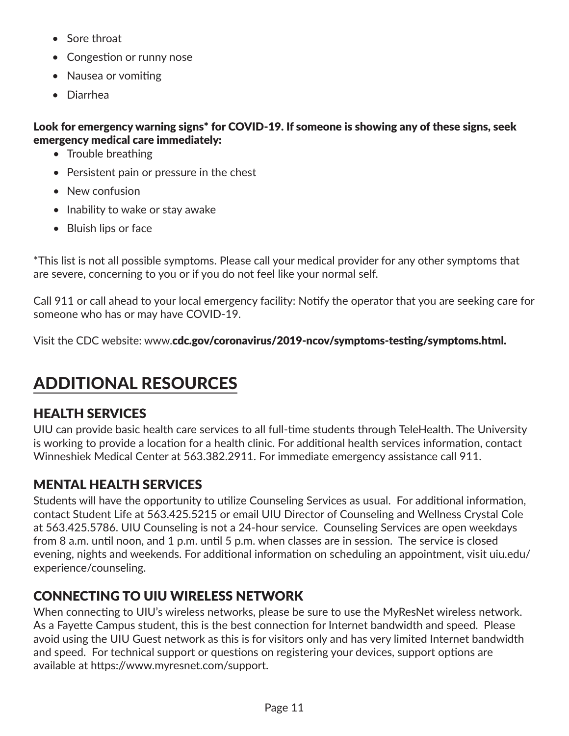- Sore throat
- Congestion or runny nose
- Nausea or vomiting
- Diarrhea

**Look for emergency warning signs* for COVID-19. If someone is showing any of these signs, seek emergency medical care immediately:**

- Trouble breathing
- Persistent pain or pressure in the chest
- New confusion
- Inability to wake or stay awake
- Bluish lips or face

*This list is not all possible symptoms. Please call your medical provider for any other symptoms that are severe, concerning to you or if you do not feel like your normal self.

Call 911 or call ahead to your local emergency facility: Notify the operator that you are seeking care for someone who has or may have COVID-19.

Visit the CDC website: www.**cdc.gov/coronavirus/2019-ncov/symptoms-testing/symptoms.html.**

# ADDITIONAL RESOURCES

## HEALTH SERVICES

UIU can provide basic health care services to all full-time students through TeleHealth. The University is working to provide a location for a health clinic. For additional health services information, contact Winneshiek Medical Center at 563.382.2911. For immediate emergency assistance call 911.

## MENTAL HEALTH SERVICES

Students will have the opportunity to utilize Counseling Services as usual. For additional information, contact Student Life at 563.425.5215 or email UIU Director of Counseling and Wellness Crystal Cole at 563.425.5786. UIU Counseling is not a 24-hour service. Counseling Services are open weekdays from 8 a.m. until noon, and 1 p.m. until 5 p.m. when classes are in session. The service is closed evening, nights and weekends. For additional information on scheduling an appointment, visit uiu.edu/experience/counseling.

## CONNECTING TO UIU WIRELESS NETWORK

When connecting to UIU's wireless networks, please be sure to use the MyResNet wireless network. As a Fayette Campus student, this is the best connection for Internet bandwidth and speed. Please avoid using the UIU Guest network as this is for visitors only and has very limited Internet bandwidth and speed. For technical support or questions on registering your devices, support options are available at https://www.myresnet.com/support.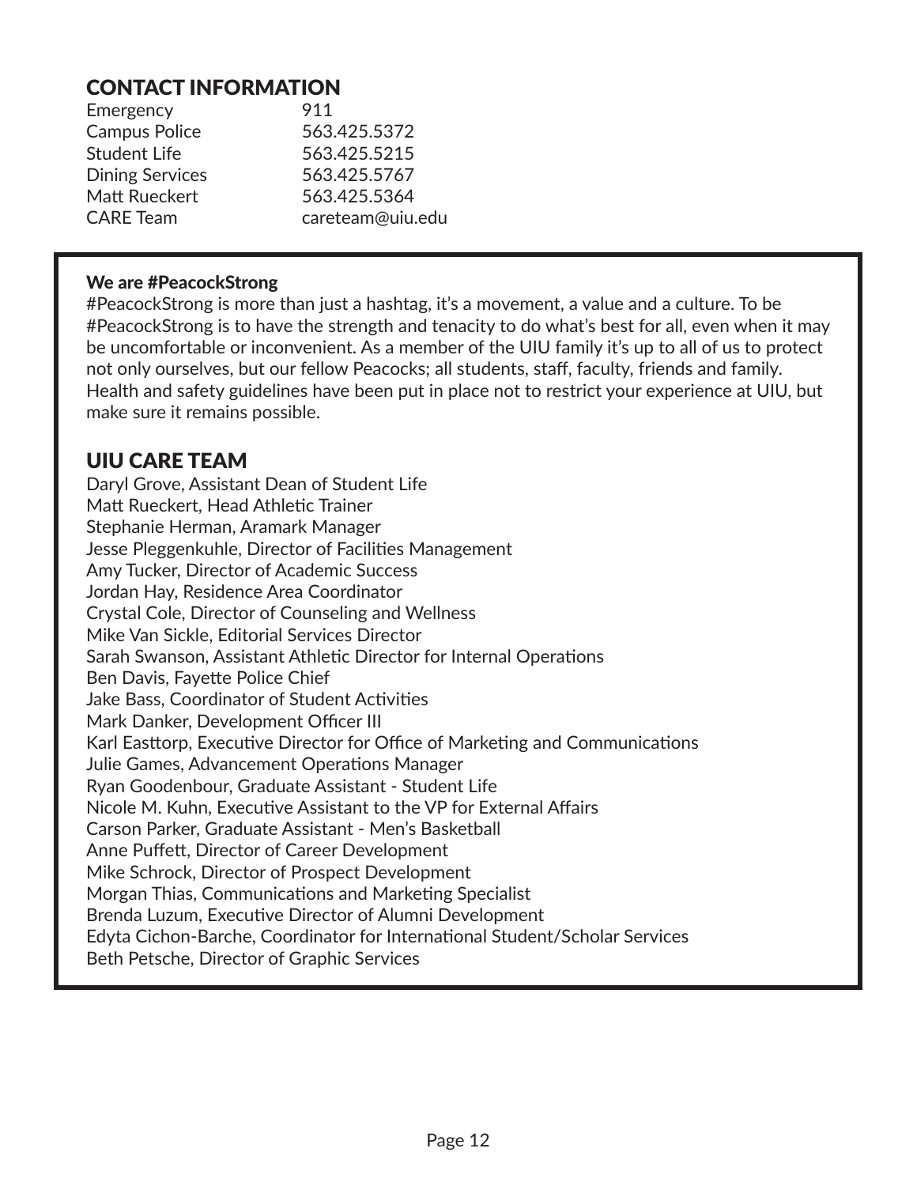## CONTACT INFORMATION

| | |
|---|---|
| Emergency | 911 |
| Campus Police | 563.425.5372 |
| Student Life | 563.425.5215 |
| Dining Services | 563.425.5767 |
| Matt Rueckert | 563.425.5364 |
| CARE Team | careteam@uiu.edu |

**We are #PeacockStrong**

#PeacockStrong is more than just a hashtag, it's a movement, a value and a culture. To be #PeacockStrong is to have the strength and tenacity to do what's best for all, even when it may be uncomfortable or inconvenient. As a member of the UIU family it's up to all of us to protect not only ourselves, but our fellow Peacocks; all students, staff, faculty, friends and family. Health and safety guidelines have been put in place not to restrict your experience at UIU, but make sure it remains possible.

## UIU CARE TEAM

Daryl Grove, Assistant Dean of Student Life
Matt Rueckert, Head Athletic Trainer
Stephanie Herman, Aramark Manager
Jesse Pleggenkuhle, Director of Facilities Management
Amy Tucker, Director of Academic Success
Jordan Hay, Residence Area Coordinator
Crystal Cole, Director of Counseling and Wellness
Mike Van Sickle, Editorial Services Director
Sarah Swanson, Assistant Athletic Director for Internal Operations
Ben Davis, Fayette Police Chief
Jake Bass, Coordinator of Student Activities
Mark Danker, Development Officer III
Karl Easttorp, Executive Director for Office of Marketing and Communications
Julie Games, Advancement Operations Manager
Ryan Goodenbour, Graduate Assistant - Student Life
Nicole M. Kuhn, Executive Assistant to the VP for External Affairs
Carson Parker, Graduate Assistant - Men's Basketball
Anne Puffett, Director of Career Development
Mike Schrock, Director of Prospect Development
Morgan Thias, Communications and Marketing Specialist
Brenda Luzum, Executive Director of Alumni Development
Edyta Cichon-Barche, Coordinator for International Student/Scholar Services
Beth Petsche, Director of Graphic Services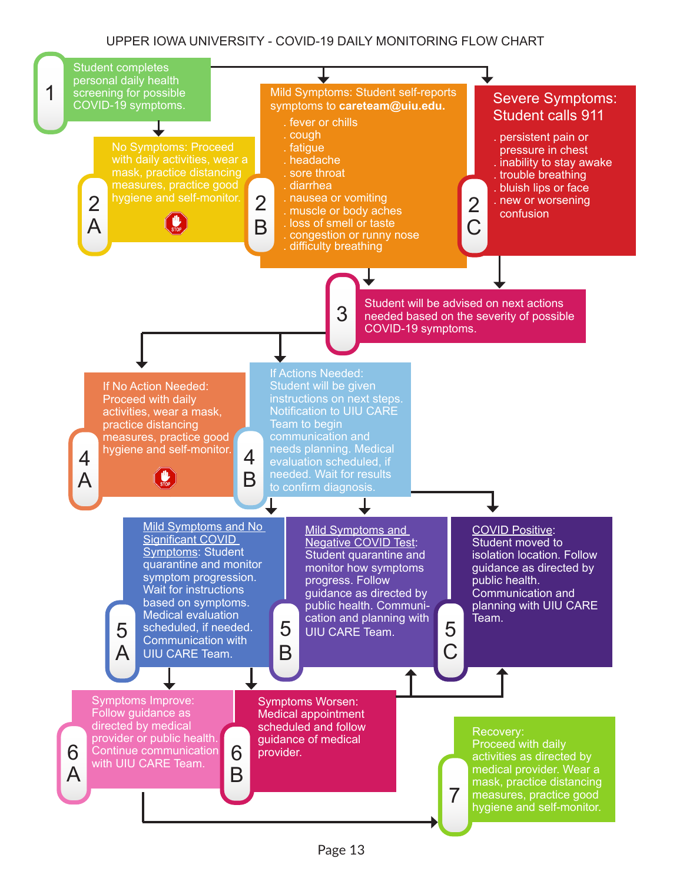# UPPER IOWA UNIVERSITY - COVID-19 DAILY MONITORING FLOW CHART

**1** Student completes personal daily health screening for possible COVID-19 symptoms.

**2A** No Symptoms: Proceed with daily activities, wear a mask, practice distancing measures, practice good hygiene and self-monitor.

**2B** Mild Symptoms: Student self-reports symptoms to **careteam@uiu.edu.**

- . fever or chills
- . cough
- . fatigue
- . headache
- . sore throat
- . diarrhea
- . nausea or vomiting
- . muscle or body aches
- . loss of smell or taste
- . congestion or runny nose
- . difficulty breathing

**2C** Severe Symptoms: Student calls 911

- . persistent pain or pressure in chest
- . inability to stay awake
- . trouble breathing
- . bluish lips or face
- . new or worsening confusion

**3** Student will be advised on next actions needed based on the severity of possible COVID-19 symptoms.

**4A** If No Action Needed: Proceed with daily activities, wear a mask, practice distancing measures, practice good hygiene and self-monitor.

**4B** If Actions Needed: Student will be given instructions on next steps. Notification to UIU CARE Team to begin communication and needs planning. Medical evaluation scheduled, if needed. Wait for results to confirm diagnosis.

**5A** Mild Symptoms and No Significant COVID Symptoms: Student quarantine and monitor symptom progression. Wait for instructions based on symptoms. Medical evaluation scheduled, if needed. Communication with UIU CARE Team.

**5B** Mild Symptoms and Negative COVID Test: Student quarantine and monitor how symptoms progress. Follow guidance as directed by public health. Communication and planning with UIU CARE Team.

**5C** COVID Positive: Student moved to isolation location. Follow guidance as directed by public health. Communication and planning with UIU CARE Team.

**6A** Symptoms Improve: Follow guidance as directed by medical provider or public health. Continue communication with UIU CARE Team.

**6B** Symptoms Worsen: Medical appointment scheduled and follow guidance of medical provider.

**7** Recovery: Proceed with daily activities as directed by medical provider. Wear a mask, practice distancing measures, practice good hygiene and self-monitor.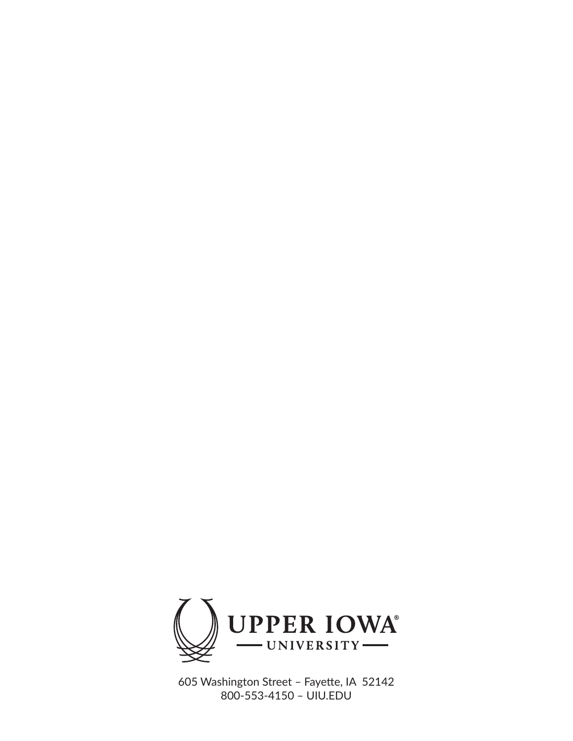UPPER IOWA®
UNIVERSITY

605 Washington Street – Fayette, IA 52142
800-553-4150 – UIU.EDU